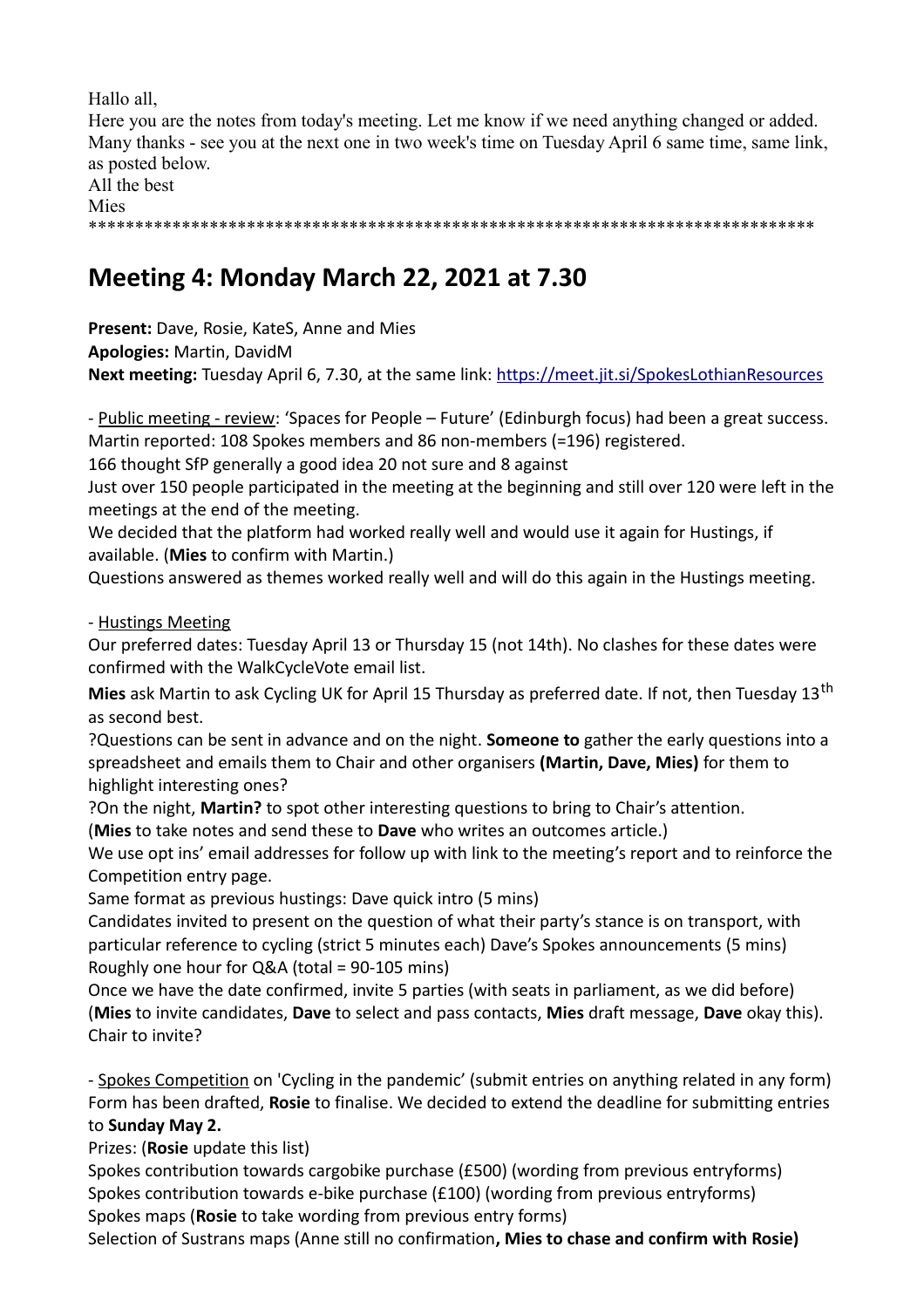Hallo all,
Here you are the notes from today's meeting. Let me know if we need anything changed or added.
Many thanks - see you at the next one in two week's time on Tuesday April 6 same time, same link, as posted below.
All the best
Mies
*******************************************************************************

# Meeting 4: Monday March 22, 2021 at 7.30

**Present:** Dave, Rosie, KateS, Anne and Mies
**Apologies:** Martin, DavidM
**Next meeting:** Tuesday April 6, 7.30, at the same link: https://meet.jit.si/SpokesLothianResources

- Public meeting - review: 'Spaces for People – Future' (Edinburgh focus) had been a great success.
Martin reported: 108 Spokes members and 86 non-members (=196) registered.
166 thought SfP generally a good idea 20 not sure and 8 against
Just over 150 people participated in the meeting at the beginning and still over 120 were left in the meetings at the end of the meeting.
We decided that the platform had worked really well and would use it again for Hustings, if available. (**Mies** to confirm with Martin.)
Questions answered as themes worked really well and will do this again in the Hustings meeting.

- Hustings Meeting
Our preferred dates: Tuesday April 13 or Thursday 15 (not 14th). No clashes for these dates were confirmed with the WalkCycleVote email list.
**Mies** ask Martin to ask Cycling UK for April 15 Thursday as preferred date. If not, then Tuesday 13th as second best.
?Questions can be sent in advance and on the night. **Someone to** gather the early questions into a spreadsheet and emails them to Chair and other organisers **(Martin, Dave, Mies)** for them to highlight interesting ones?
?On the night, **Martin?** to spot other interesting questions to bring to Chair's attention.
(**Mies** to take notes and send these to **Dave** who writes an outcomes article.)
We use opt ins' email addresses for follow up with link to the meeting's report and to reinforce the Competition entry page.
Same format as previous hustings: Dave quick intro (5 mins)
Candidates invited to present on the question of what their party's stance is on transport, with particular reference to cycling (strict 5 minutes each) Dave's Spokes announcements (5 mins)
Roughly one hour for Q&A (total = 90-105 mins)
Once we have the date confirmed, invite 5 parties (with seats in parliament, as we did before)
(**Mies** to invite candidates, **Dave** to select and pass contacts, **Mies** draft message, **Dave** okay this).
Chair to invite?

- Spokes Competition on 'Cycling in the pandemic' (submit entries on anything related in any form)
Form has been drafted, **Rosie** to finalise. We decided to extend the deadline for submitting entries to **Sunday May 2.**
Prizes: (**Rosie** update this list)
Spokes contribution towards cargobike purchase (£500) (wording from previous entryforms)
Spokes contribution towards e-bike purchase (£100) (wording from previous entryforms)
Spokes maps (**Rosie** to take wording from previous entry forms)
Selection of Sustrans maps (Anne still no confirmation**, Mies to chase and confirm with Rosie)**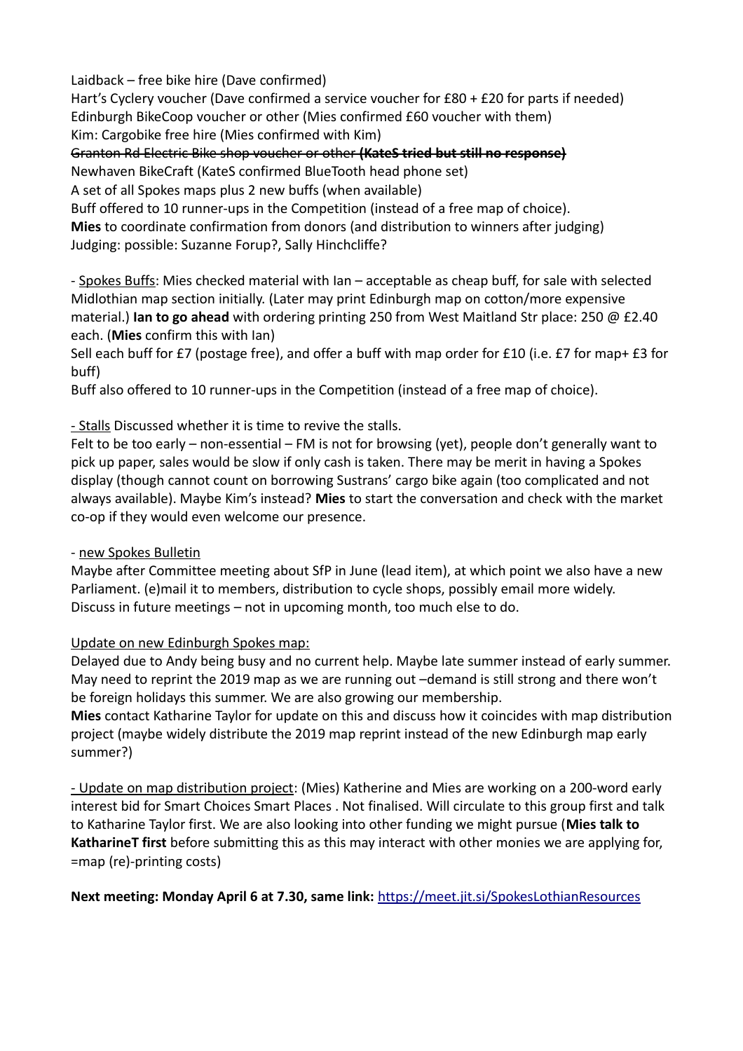Laidback – free bike hire (Dave confirmed)
Hart's Cyclery voucher (Dave confirmed a service voucher for £80 + £20 for parts if needed)
Edinburgh BikeCoop voucher or other (Mies confirmed £60 voucher with them)
Kim: Cargobike free hire (Mies confirmed with Kim)
~~Granton Rd Electric Bike shop voucher or other **(KateS tried but still no response)**~~
Newhaven BikeCraft (KateS confirmed BlueTooth head phone set)
A set of all Spokes maps plus 2 new buffs (when available)
Buff offered to 10 runner-ups in the Competition (instead of a free map of choice).
**Mies** to coordinate confirmation from donors (and distribution to winners after judging)
Judging: possible: Suzanne Forup?, Sally Hinchcliffe?

- <u>Spokes Buffs</u>: Mies checked material with Ian – acceptable as cheap buff, for sale with selected Midlothian map section initially. (Later may print Edinburgh map on cotton/more expensive material.) **Ian to go ahead** with ordering printing 250 from West Maitland Str place: 250 @ £2.40 each. (**Mies** confirm this with Ian)
Sell each buff for £7 (postage free), and offer a buff with map order for £10 (i.e. £7 for map+ £3 for buff)
Buff also offered to 10 runner-ups in the Competition (instead of a free map of choice).

<u>- Stalls</u> Discussed whether it is time to revive the stalls.
Felt to be too early – non-essential – FM is not for browsing (yet), people don't generally want to pick up paper, sales would be slow if only cash is taken. There may be merit in having a Spokes display (though cannot count on borrowing Sustrans' cargo bike again (too complicated and not always available). Maybe Kim's instead? **Mies** to start the conversation and check with the market co-op if they would even welcome our presence.

- <u>new Spokes Bulletin</u>
Maybe after Committee meeting about SfP in June (lead item), at which point we also have a new Parliament. (e)mail it to members, distribution to cycle shops, possibly email more widely.
Discuss in future meetings – not in upcoming month, too much else to do.

<u>Update on new Edinburgh Spokes map:</u>
Delayed due to Andy being busy and no current help. Maybe late summer instead of early summer. May need to reprint the 2019 map as we are running out –demand is still strong and there won't be foreign holidays this summer. We are also growing our membership.
**Mies** contact Katharine Taylor for update on this and discuss how it coincides with map distribution project (maybe widely distribute the 2019 map reprint instead of the new Edinburgh map early summer?)

<u>- Update on map distribution project</u>: (Mies) Katherine and Mies are working on a 200-word early interest bid for Smart Choices Smart Places . Not finalised. Will circulate to this group first and talk to Katharine Taylor first. We are also looking into other funding we might pursue (**Mies talk to KatharineT first** before submitting this as this may interact with other monies we are applying for, =map (re)-printing costs)

**Next meeting: Monday April 6 at 7.30, same link:** https://meet.jit.si/SpokesLothianResources